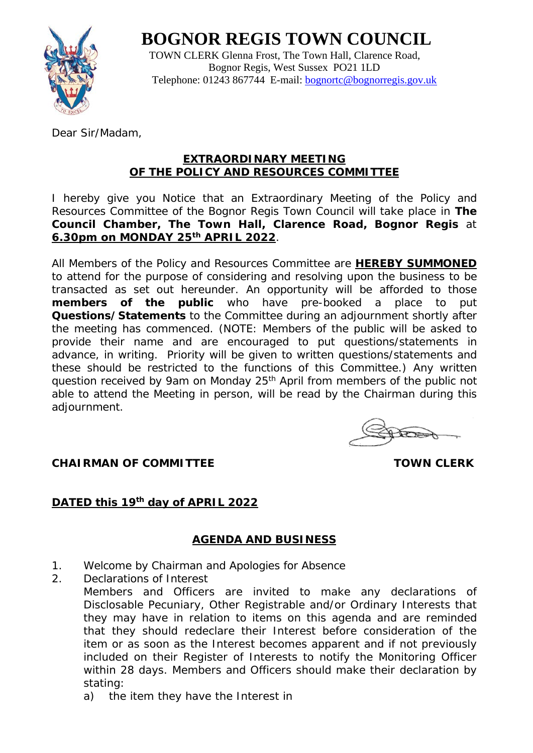# BOGNOR REGIS TOWN COUNCIL

TOWN CLERK Glenna Frost, The Town Hall, Clarence Road,
Bognor Regis, West Sussex PO21 1LD
Telephone: 01243 867744 E-mail: bognortc@bognorregis.gov.uk

Dear Sir/Madam,

## EXTRAORDINARY MEETING OF THE POLICY AND RESOURCES COMMITTEE

I hereby give you Notice that an Extraordinary Meeting of the Policy and Resources Committee of the Bognor Regis Town Council will take place in **The Council Chamber, The Town Hall, Clarence Road, Bognor Regis** at **6.30pm on MONDAY 25th APRIL 2022**.

All Members of the Policy and Resources Committee are **HEREBY SUMMONED** to attend for the purpose of considering and resolving upon the business to be transacted as set out hereunder. An opportunity will be afforded to those **members of the public** who have pre-booked a place to put **Questions/Statements** to the Committee during an adjournment shortly after the meeting has commenced. (NOTE: Members of the public will be asked to provide their name and are encouraged to put questions/statements in advance, in writing. Priority will be given to written questions/statements and these should be restricted to the functions of this Committee.) Any written question received by 9am on Monday 25th April from members of the public not able to attend the Meeting in person, will be read by the Chairman during this adjournment.

**CHAIRMAN OF COMMITTEE** **TOWN CLERK**

**DATED this 19th day of APRIL 2022**

## AGENDA AND BUSINESS

1. Welcome by Chairman and Apologies for Absence
2. Declarations of Interest

   Members and Officers are invited to make any declarations of Disclosable Pecuniary, Other Registrable and/or Ordinary Interests that they may have in relation to items on this agenda and are reminded that they should redeclare their Interest before consideration of the item or as soon as the Interest becomes apparent and if not previously included on their Register of Interests to notify the Monitoring Officer within 28 days. Members and Officers should make their declaration by stating:

   a) the item they have the Interest in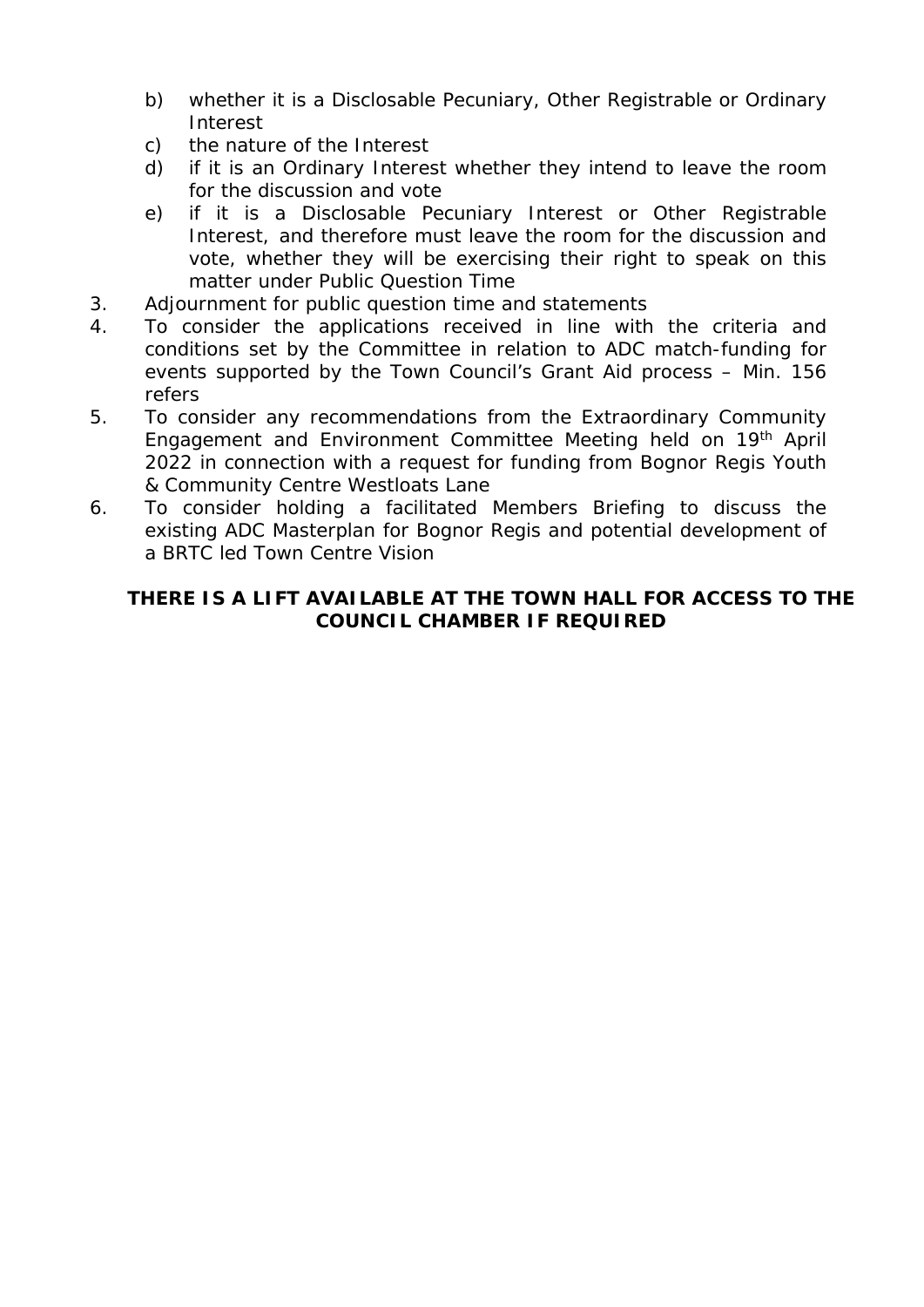b) whether it is a Disclosable Pecuniary, Other Registrable or Ordinary Interest
   c) the nature of the Interest
   d) if it is an Ordinary Interest whether they intend to leave the room for the discussion and vote
   e) if it is a Disclosable Pecuniary Interest or Other Registrable Interest, and therefore must leave the room for the discussion and vote, whether they will be exercising their right to speak on this matter under Public Question Time

3. Adjournment for public question time and statements
4. To consider the applications received in line with the criteria and conditions set by the Committee in relation to ADC match-funding for events supported by the Town Council's Grant Aid process – Min. 156 refers
5. To consider any recommendations from the Extraordinary Community Engagement and Environment Committee Meeting held on 19th April 2022 in connection with a request for funding from Bognor Regis Youth & Community Centre Westloats Lane
6. To consider holding a facilitated Members Briefing to discuss the existing ADC Masterplan for Bognor Regis and potential development of a BRTC led Town Centre Vision

**THERE IS A LIFT AVAILABLE AT THE TOWN HALL FOR ACCESS TO THE COUNCIL CHAMBER IF REQUIRED**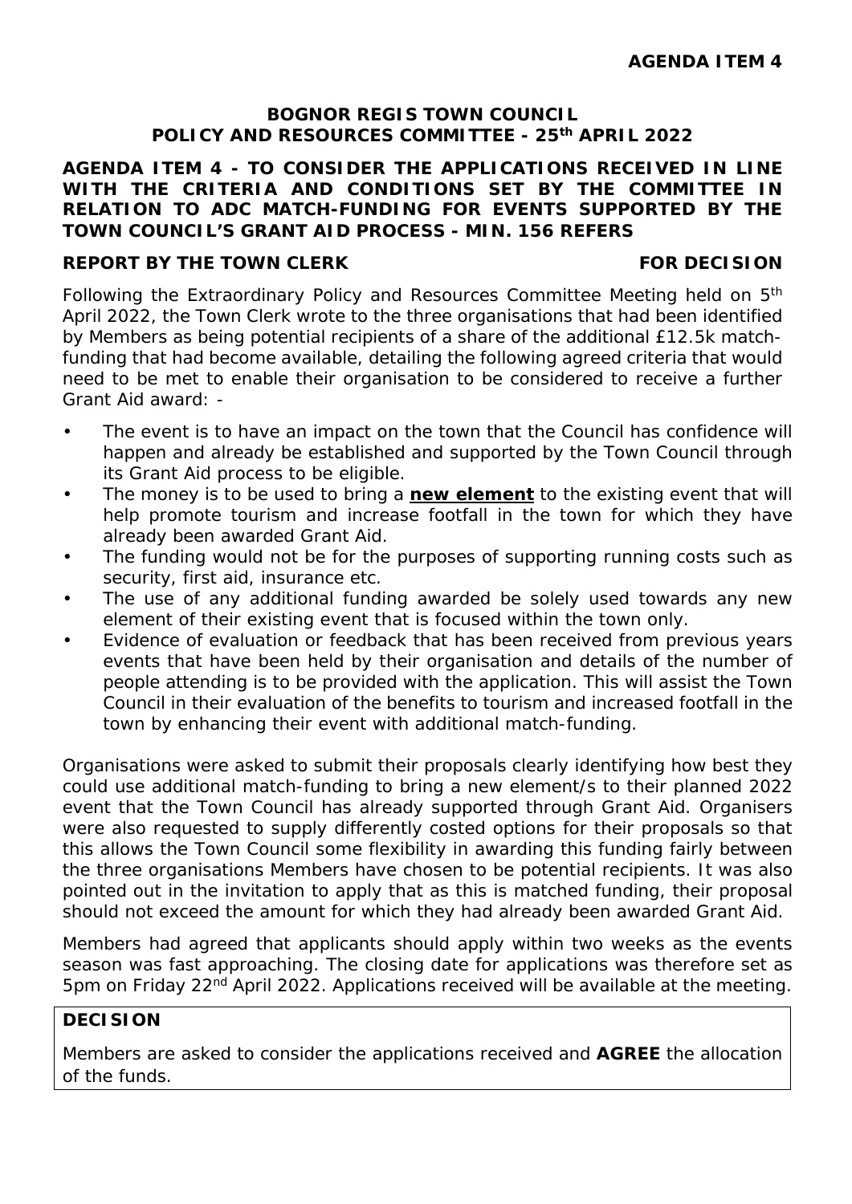**AGENDA ITEM 4**

**BOGNOR REGIS TOWN COUNCIL**
**POLICY AND RESOURCES COMMITTEE - 25th APRIL 2022**

**AGENDA ITEM 4 - TO CONSIDER THE APPLICATIONS RECEIVED IN LINE WITH THE CRITERIA AND CONDITIONS SET BY THE COMMITTEE IN RELATION TO ADC MATCH-FUNDING FOR EVENTS SUPPORTED BY THE TOWN COUNCIL'S GRANT AID PROCESS - MIN. 156 REFERS**

**REPORT BY THE TOWN CLERK** **FOR DECISION**

Following the Extraordinary Policy and Resources Committee Meeting held on 5th April 2022, the Town Clerk wrote to the three organisations that had been identified by Members as being potential recipients of a share of the additional £12.5k match-funding that had become available, detailing the following agreed criteria that would need to be met to enable their organisation to be considered to receive a further Grant Aid award: -

- The event is to have an impact on the town that the Council has confidence will happen and already be established and supported by the Town Council through its Grant Aid process to be eligible.
- The money is to be used to bring a **new element** to the existing event that will help promote tourism and increase footfall in the town for which they have already been awarded Grant Aid.
- The funding would not be for the purposes of supporting running costs such as security, first aid, insurance etc.
- The use of any additional funding awarded be solely used towards any new element of their existing event that is focused within the town only.
- Evidence of evaluation or feedback that has been received from previous years events that have been held by their organisation and details of the number of people attending is to be provided with the application. This will assist the Town Council in their evaluation of the benefits to tourism and increased footfall in the town by enhancing their event with additional match-funding.

Organisations were asked to submit their proposals clearly identifying how best they could use additional match-funding to bring a new element/s to their planned 2022 event that the Town Council has already supported through Grant Aid. Organisers were also requested to supply differently costed options for their proposals so that this allows the Town Council some flexibility in awarding this funding fairly between the three organisations Members have chosen to be potential recipients. It was also pointed out in the invitation to apply that as this is matched funding, their proposal should not exceed the amount for which they had already been awarded Grant Aid.

Members had agreed that applicants should apply within two weeks as the events season was fast approaching. The closing date for applications was therefore set as 5pm on Friday 22nd April 2022. Applications received will be available at the meeting.

**DECISION**

Members are asked to consider the applications received and **AGREE** the allocation of the funds.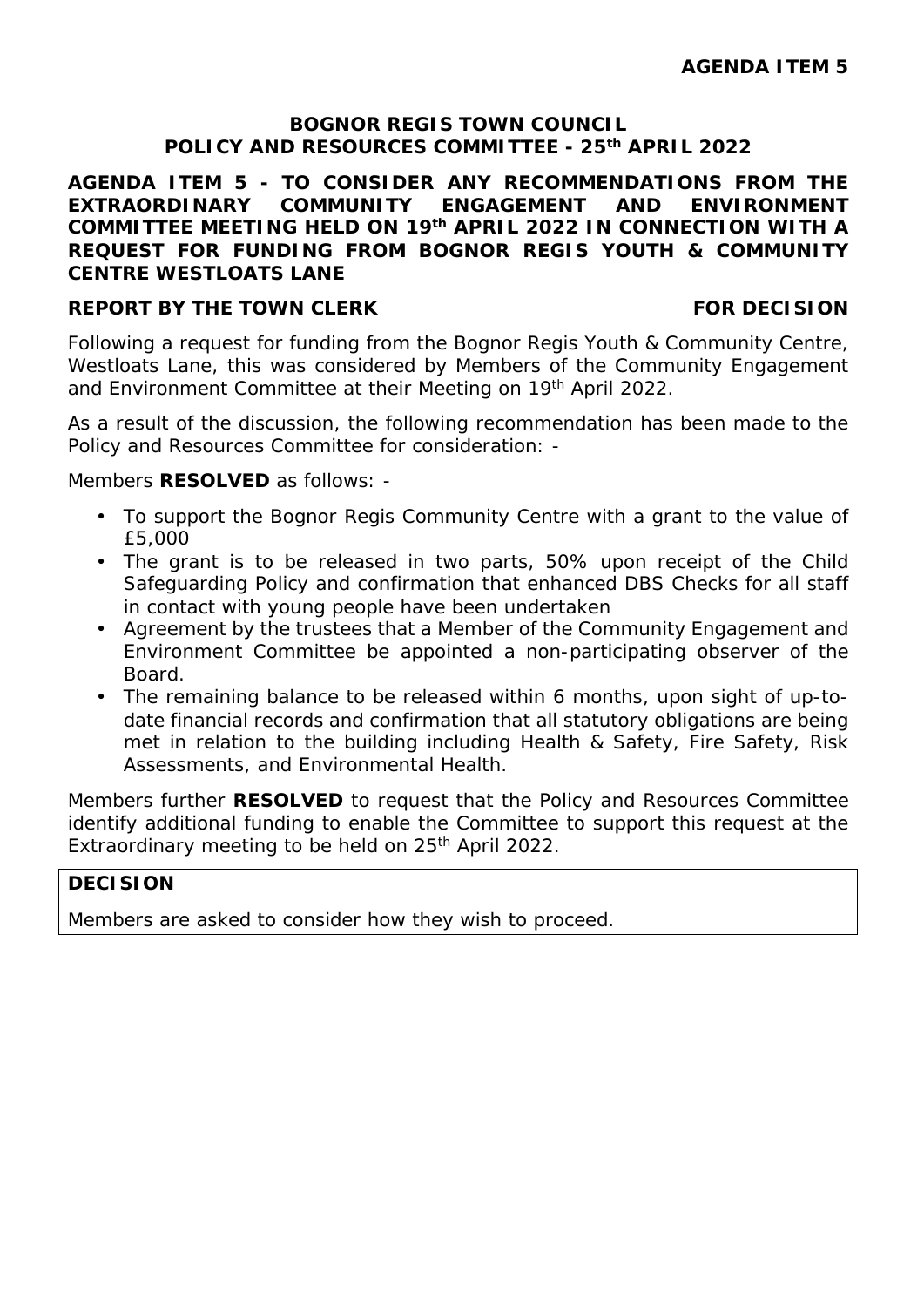**AGENDA ITEM 5**

**BOGNOR REGIS TOWN COUNCIL**
**POLICY AND RESOURCES COMMITTEE - 25th APRIL 2022**

**AGENDA ITEM 5 - TO CONSIDER ANY RECOMMENDATIONS FROM THE EXTRAORDINARY COMMUNITY ENGAGEMENT AND ENVIRONMENT COMMITTEE MEETING HELD ON 19th APRIL 2022 IN CONNECTION WITH A REQUEST FOR FUNDING FROM BOGNOR REGIS YOUTH & COMMUNITY CENTRE WESTLOATS LANE**

**REPORT BY THE TOWN CLERK** **FOR DECISION**

Following a request for funding from the Bognor Regis Youth & Community Centre, Westloats Lane, this was considered by Members of the Community Engagement and Environment Committee at their Meeting on 19th April 2022.

As a result of the discussion, the following recommendation has been made to the Policy and Resources Committee for consideration: -

Members **RESOLVED** as follows: -

- To support the Bognor Regis Community Centre with a grant to the value of £5,000
- The grant is to be released in two parts, 50% upon receipt of the Child Safeguarding Policy and confirmation that enhanced DBS Checks for all staff in contact with young people have been undertaken
- Agreement by the trustees that a Member of the Community Engagement and Environment Committee be appointed a non-participating observer of the Board.
- The remaining balance to be released within 6 months, upon sight of up-to-date financial records and confirmation that all statutory obligations are being met in relation to the building including Health & Safety, Fire Safety, Risk Assessments, and Environmental Health.

Members further **RESOLVED** to request that the Policy and Resources Committee identify additional funding to enable the Committee to support this request at the Extraordinary meeting to be held on 25th April 2022.

**DECISION**

Members are asked to consider how they wish to proceed.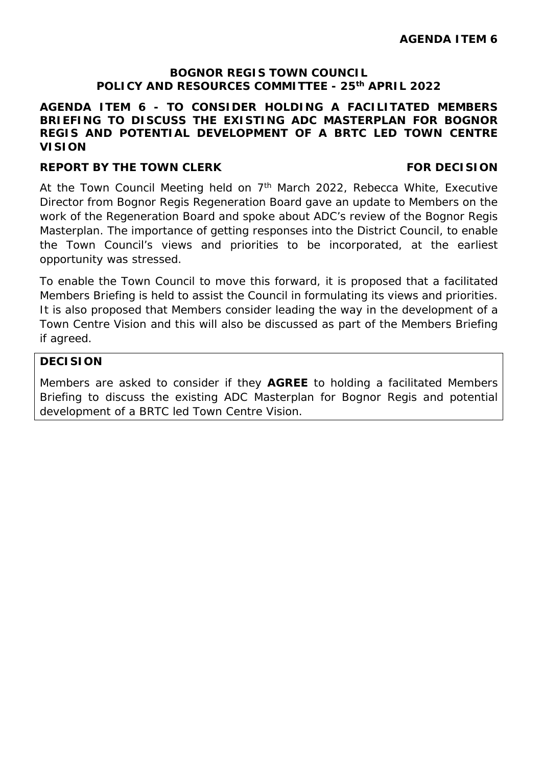**AGENDA ITEM 6**

**BOGNOR REGIS TOWN COUNCIL**
**POLICY AND RESOURCES COMMITTEE - 25th APRIL 2022**

**AGENDA ITEM 6 - TO CONSIDER HOLDING A FACILITATED MEMBERS BRIEFING TO DISCUSS THE EXISTING ADC MASTERPLAN FOR BOGNOR REGIS AND POTENTIAL DEVELOPMENT OF A BRTC LED TOWN CENTRE VISION**

**REPORT BY THE TOWN CLERK** **FOR DECISION**

At the Town Council Meeting held on 7th March 2022, Rebecca White, Executive Director from Bognor Regis Regeneration Board gave an update to Members on the work of the Regeneration Board and spoke about ADC's review of the Bognor Regis Masterplan. The importance of getting responses into the District Council, to enable the Town Council's views and priorities to be incorporated, at the earliest opportunity was stressed.

To enable the Town Council to move this forward, it is proposed that a facilitated Members Briefing is held to assist the Council in formulating its views and priorities. It is also proposed that Members consider leading the way in the development of a Town Centre Vision and this will also be discussed as part of the Members Briefing if agreed.

**DECISION**

Members are asked to consider if they **AGREE** to holding a facilitated Members Briefing to discuss the existing ADC Masterplan for Bognor Regis and potential development of a BRTC led Town Centre Vision.